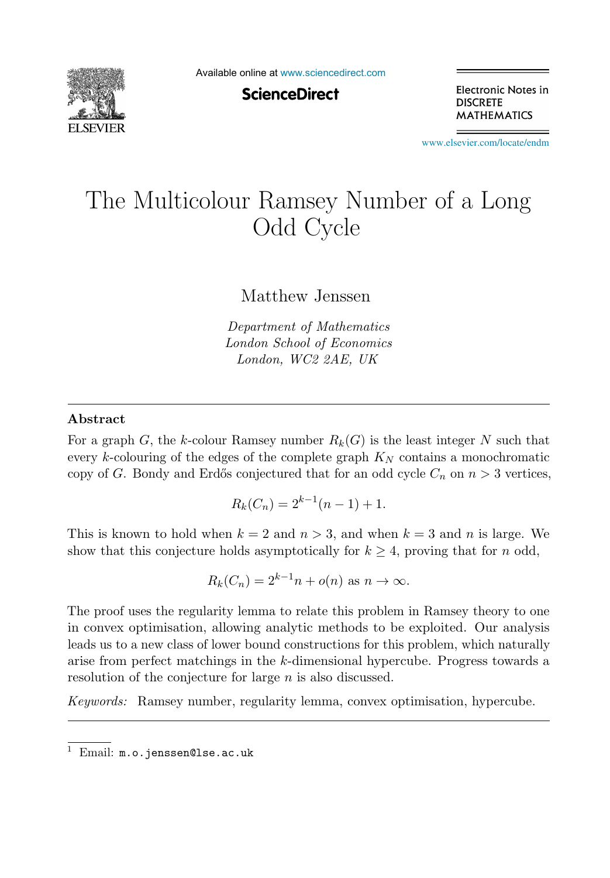# The Multicolour Ramsey Number of a Long Odd Cycle

Matthew Jenssen

*Department of Mathematics*
*London School of Economics*
*London, WC2 2AE, UK*

---

### Abstract

For a graph $G$, the $k$-colour Ramsey number $R_k(G)$ is the least integer $N$ such that every $k$-colouring of the edges of the complete graph $K_N$ contains a monochromatic copy of $G$. Bondy and Erdős conjectured that for an odd cycle $C_n$ on $n > 3$ vertices,

$$R_k(C_n) = 2^{k-1}(n-1) + 1.$$

This is known to hold when $k = 2$ and $n > 3$, and when $k = 3$ and $n$ is large. We show that this conjecture holds asymptotically for $k \geq 4$, proving that for $n$ odd,

$$R_k(C_n) = 2^{k-1}n + o(n) \text{ as } n \to \infty.$$

The proof uses the regularity lemma to relate this problem in Ramsey theory to one in convex optimisation, allowing analytic methods to be exploited. Our analysis leads us to a new class of lower bound constructions for this problem, which naturally arise from perfect matchings in the $k$-dimensional hypercube. Progress towards a resolution of the conjecture for large $n$ is also discussed.

*Keywords:* Ramsey number, regularity lemma, convex optimisation, hypercube.

---

[1] Email: `m.o.jenssen@lse.ac.uk`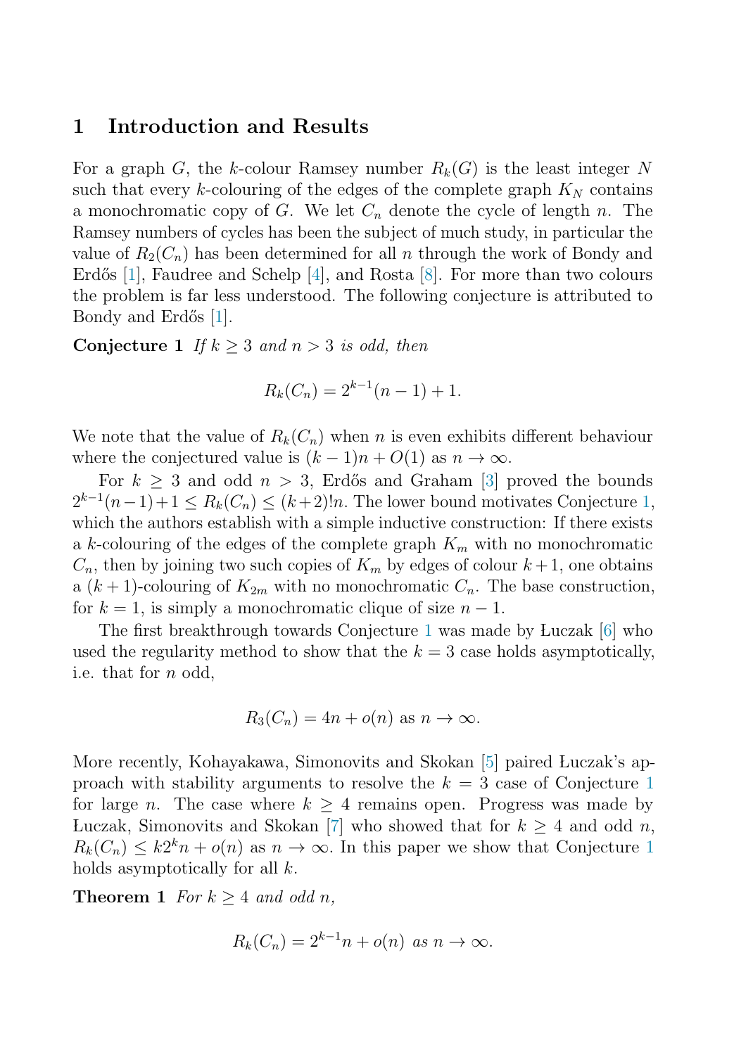## 1 Introduction and Results

For a graph $G$, the $k$-colour Ramsey number $R_k(G)$ is the least integer $N$ such that every $k$-colouring of the edges of the complete graph $K_N$ contains a monochromatic copy of $G$. We let $C_n$ denote the cycle of length $n$. The Ramsey numbers of cycles has been the subject of much study, in particular the value of $R_2(C_n)$ has been determined for all $n$ through the work of Bondy and Erdős [1], Faudree and Schelp [4], and Rosta [8]. For more than two colours the problem is far less understood. The following conjecture is attributed to Bondy and Erdős [1].

**Conjecture 1** *If $k \geq 3$ and $n > 3$ is odd, then*

$$R_k(C_n) = 2^{k-1}(n-1) + 1.$$

We note that the value of $R_k(C_n)$ when $n$ is even exhibits different behaviour where the conjectured value is $(k-1)n + O(1)$ as $n \to \infty$.

For $k \geq 3$ and odd $n > 3$, Erdős and Graham [3] proved the bounds $2^{k-1}(n-1)+1 \leq R_k(C_n) \leq (k+2)!n$. The lower bound motivates Conjecture 1, which the authors establish with a simple inductive construction: If there exists a $k$-colouring of the edges of the complete graph $K_m$ with no monochromatic $C_n$, then by joining two such copies of $K_m$ by edges of colour $k+1$, one obtains a $(k+1)$-colouring of $K_{2m}$ with no monochromatic $C_n$. The base construction, for $k = 1$, is simply a monochromatic clique of size $n-1$.

The first breakthrough towards Conjecture 1 was made by Łuczak [6] who used the regularity method to show that the $k = 3$ case holds asymptotically, i.e. that for $n$ odd,

$$R_3(C_n) = 4n + o(n) \text{ as } n \to \infty.$$

More recently, Kohayakawa, Simonovits and Skokan [5] paired Łuczak's approach with stability arguments to resolve the $k = 3$ case of Conjecture 1 for large $n$. The case where $k \geq 4$ remains open. Progress was made by Łuczak, Simonovits and Skokan [7] who showed that for $k \geq 4$ and odd $n$, $R_k(C_n) \leq k2^k n + o(n)$ as $n \to \infty$. In this paper we show that Conjecture 1 holds asymptotically for all $k$.

**Theorem 1** *For $k \geq 4$ and odd $n$,*

$$R_k(C_n) = 2^{k-1}n + o(n) \text{ as } n \to \infty.$$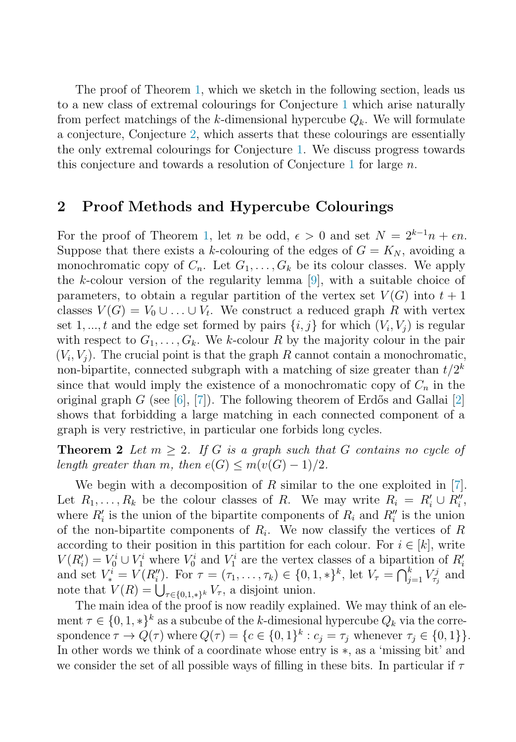The proof of Theorem 1, which we sketch in the following section, leads us to a new class of extremal colourings for Conjecture 1 which arise naturally from perfect matchings of the $k$-dimensional hypercube $Q_k$. We will formulate a conjecture, Conjecture 2, which asserts that these colourings are essentially the only extremal colourings for Conjecture 1. We discuss progress towards this conjecture and towards a resolution of Conjecture 1 for large $n$.

## 2 Proof Methods and Hypercube Colourings

For the proof of Theorem 1, let $n$ be odd, $\epsilon > 0$ and set $N = 2^{k-1}n + \epsilon n$. Suppose that there exists a $k$-colouring of the edges of $G = K_N$, avoiding a monochromatic copy of $C_n$. Let $G_1, \ldots, G_k$ be its colour classes. We apply the $k$-colour version of the regularity lemma [9], with a suitable choice of parameters, to obtain a regular partition of the vertex set $V(G)$ into $t+1$ classes $V(G) = V_0 \cup \ldots \cup V_t$. We construct a reduced graph $R$ with vertex set $1, ..., t$ and the edge set formed by pairs $\{i, j\}$ for which $(V_i, V_j)$ is regular with respect to $G_1, \ldots, G_k$. We $k$-colour $R$ by the majority colour in the pair $(V_i, V_j)$. The crucial point is that the graph $R$ cannot contain a monochromatic, non-bipartite, connected subgraph with a matching of size greater than $t/2^k$ since that would imply the existence of a monochromatic copy of $C_n$ in the original graph $G$ (see [6], [7]). The following theorem of Erdős and Gallai [2] shows that forbidding a large matching in each connected component of a graph is very restrictive, in particular one forbids long cycles.

**Theorem 2** *Let $m \geq 2$. If $G$ is a graph such that $G$ contains no cycle of length greater than $m$, then $e(G) \leq m(v(G) - 1)/2$.*

We begin with a decomposition of $R$ similar to the one exploited in [7]. Let $R_1, \ldots, R_k$ be the colour classes of $R$. We may write $R_i = R_i' \cup R_i''$, where $R_i'$ is the union of the bipartite components of $R_i$ and $R_i''$ is the union of the non-bipartite components of $R_i$. We now classify the vertices of $R$ according to their position in this partition for each colour. For $i \in [k]$, write $V(R_i') = V_0^i \cup V_1^i$ where $V_0^i$ and $V_1^i$ are the vertex classes of a bipartition of $R_i'$ and set $V_*^i = V(R_i'')$. For $\tau = (\tau_1, \ldots, \tau_k) \in \{0, 1, *\}^k$, let $V_\tau = \bigcap_{j=1}^k V_{\tau_j}^j$ and note that $V(R) = \bigcup_{\tau \in \{0,1,*\}^k} V_\tau$, a disjoint union.

The main idea of the proof is now readily explained. We may think of an element $\tau \in \{0, 1, *\}^k$ as a subcube of the $k$-dimesional hypercube $Q_k$ via the correspondence $\tau \to Q(\tau)$ where $Q(\tau) = \{c \in \{0, 1\}^k : c_j = \tau_j \text{ whenever } \tau_j \in \{0, 1\}\}$. In other words we think of a coordinate whose entry is $*$, as a 'missing bit' and we consider the set of all possible ways of filling in these bits. In particular if $\tau$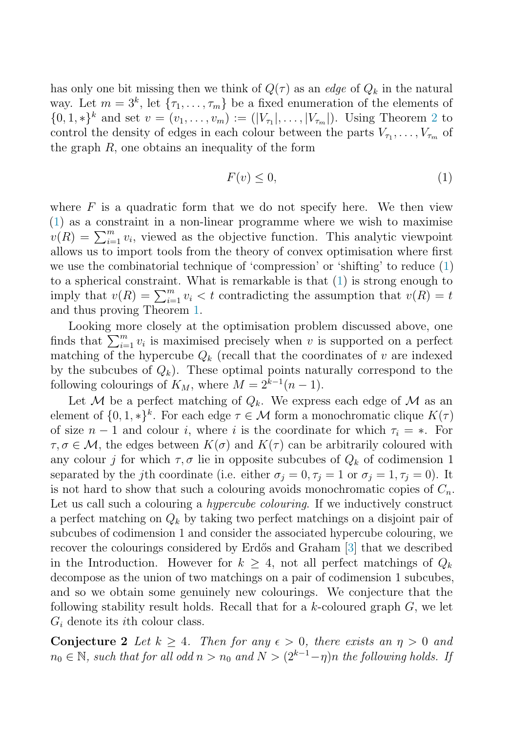has only one bit missing then we think of $Q(\tau)$ as an *edge* of $Q_k$ in the natural way. Let $m = 3^k$, let $\{\tau_1, \dots, \tau_m\}$ be a fixed enumeration of the elements of $\{0, 1, *\}^k$ and set $v = (v_1, \dots, v_m) := (|V_{\tau_1}|, \dots, |V_{\tau_m}|)$. Using Theorem 2 to control the density of edges in each colour between the parts $V_{\tau_1}, \dots, V_{\tau_m}$ of the graph $R$, one obtains an inequality of the form

$$F(v) \leq 0, \tag{1}$$

where $F$ is a quadratic form that we do not specify here. We then view (1) as a constraint in a non-linear programme where we wish to maximise $v(R) = \sum_{i=1}^{m} v_i$, viewed as the objective function. This analytic viewpoint allows us to import tools from the theory of convex optimisation where first we use the combinatorial technique of 'compression' or 'shifting' to reduce (1) to a spherical constraint. What is remarkable is that (1) is strong enough to imply that $v(R) = \sum_{i=1}^{m} v_i < t$ contradicting the assumption that $v(R) = t$ and thus proving Theorem 1.

Looking more closely at the optimisation problem discussed above, one finds that $\sum_{i=1}^{m} v_i$ is maximised precisely when $v$ is supported on a perfect matching of the hypercube $Q_k$ (recall that the coordinates of $v$ are indexed by the subcubes of $Q_k$). These optimal points naturally correspond to the following colourings of $K_M$, where $M = 2^{k-1}(n-1)$.

Let $\mathcal{M}$ be a perfect matching of $Q_k$. We express each edge of $\mathcal{M}$ as an element of $\{0, 1, *\}^k$. For each edge $\tau \in \mathcal{M}$ form a monochromatic clique $K(\tau)$ of size $n - 1$ and colour $i$, where $i$ is the coordinate for which $\tau_i = *$. For $\tau, \sigma \in \mathcal{M}$, the edges between $K(\sigma)$ and $K(\tau)$ can be arbitrarily coloured with any colour $j$ for which $\tau, \sigma$ lie in opposite subcubes of $Q_k$ of codimension 1 separated by the $j$th coordinate (i.e. either $\sigma_j = 0, \tau_j = 1$ or $\sigma_j = 1, \tau_j = 0$). It is not hard to show that such a colouring avoids monochromatic copies of $C_n$. Let us call such a colouring a *hypercube colouring*. If we inductively construct a perfect matching on $Q_k$ by taking two perfect matchings on a disjoint pair of subcubes of codimension 1 and consider the associated hypercube colouring, we recover the colourings considered by Erdős and Graham [3] that we described in the Introduction. However for $k \geq 4$, not all perfect matchings of $Q_k$ decompose as the union of two matchings on a pair of codimension 1 subcubes, and so we obtain some genuinely new colourings. We conjecture that the following stability result holds. Recall that for a $k$-coloured graph $G$, we let $G_i$ denote its $i$th colour class.

**Conjecture 2** *Let $k \geq 4$. Then for any $\epsilon > 0$, there exists an $\eta > 0$ and $n_0 \in \mathbb{N}$, such that for all odd $n > n_0$ and $N > (2^{k-1} - \eta)n$ the following holds. If*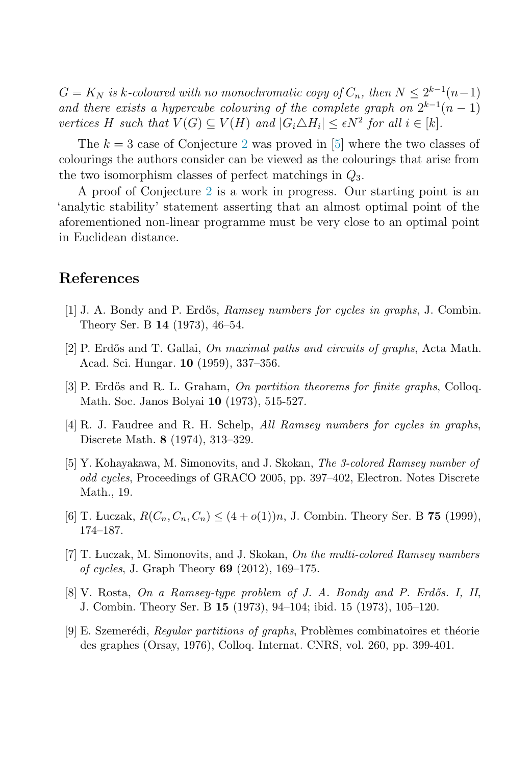*$G = K_N$ is $k$-coloured with no monochromatic copy of $C_n$, then $N \le 2^{k-1}(n-1)$ and there exists a hypercube colouring of the complete graph on $2^{k-1}(n-1)$ vertices $H$ such that $V(G) \subseteq V(H)$ and $|G_i \triangle H_i| \le \epsilon N^2$ for all $i \in [k]$.*

The $k = 3$ case of Conjecture 2 was proved in [5] where the two classes of colourings the authors consider can be viewed as the colourings that arise from the two isomorphism classes of perfect matchings in $Q_3$.

A proof of Conjecture 2 is a work in progress. Our starting point is an 'analytic stability' statement asserting that an almost optimal point of the aforementioned non-linear programme must be very close to an optimal point in Euclidean distance.

## References

[1] J. A. Bondy and P. Erdős, *Ramsey numbers for cycles in graphs*, J. Combin. Theory Ser. B **14** (1973), 46–54.

[2] P. Erdős and T. Gallai, *On maximal paths and circuits of graphs*, Acta Math. Acad. Sci. Hungar. **10** (1959), 337–356.

[3] P. Erdős and R. L. Graham, *On partition theorems for finite graphs*, Colloq. Math. Soc. Janos Bolyai **10** (1973), 515-527.

[4] R. J. Faudree and R. H. Schelp, *All Ramsey numbers for cycles in graphs*, Discrete Math. **8** (1974), 313–329.

[5] Y. Kohayakawa, M. Simonovits, and J. Skokan, *The 3-colored Ramsey number of odd cycles*, Proceedings of GRACO 2005, pp. 397–402, Electron. Notes Discrete Math., 19.

[6] T. Łuczak, $R(C_n, C_n, C_n) \le (4 + o(1))n$, J. Combin. Theory Ser. B **75** (1999), 174–187.

[7] T. Łuczak, M. Simonovits, and J. Skokan, *On the multi-colored Ramsey numbers of cycles*, J. Graph Theory **69** (2012), 169–175.

[8] V. Rosta, *On a Ramsey-type problem of J. A. Bondy and P. Erdős. I, II*, J. Combin. Theory Ser. B **15** (1973), 94–104; ibid. 15 (1973), 105–120.

[9] E. Szemerédi, *Regular partitions of graphs*, Problèmes combinatoires et théorie des graphes (Orsay, 1976), Colloq. Internat. CNRS, vol. 260, pp. 399-401.